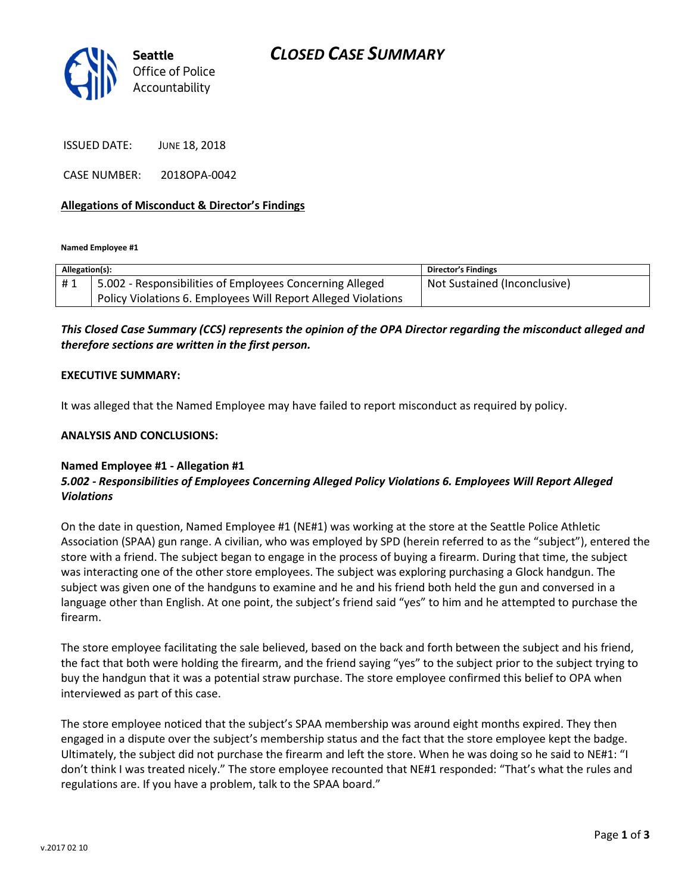# CLOSED CASE SUMMARY

Seattle
Office of Police
Accountability

ISSUED DATE: JUNE 18, 2018

CASE NUMBER: 2018OPA-0042

**Allegations of Misconduct & Director's Findings**

**Named Employee #1**

| Allegation(s): | | Director's Findings |
|---|---|---|
| # 1 | 5.002 - Responsibilities of Employees Concerning Alleged Policy Violations 6. Employees Will Report Alleged Violations | Not Sustained (Inconclusive) |

***This Closed Case Summary (CCS) represents the opinion of the OPA Director regarding the misconduct alleged and therefore sections are written in the first person.***

**EXECUTIVE SUMMARY:**

It was alleged that the Named Employee may have failed to report misconduct as required by policy.

**ANALYSIS AND CONCLUSIONS:**

**Named Employee #1 - Allegation #1**
***5.002 - Responsibilities of Employees Concerning Alleged Policy Violations 6. Employees Will Report Alleged Violations***

On the date in question, Named Employee #1 (NE#1) was working at the store at the Seattle Police Athletic Association (SPAA) gun range. A civilian, who was employed by SPD (herein referred to as the "subject"), entered the store with a friend. The subject began to engage in the process of buying a firearm. During that time, the subject was interacting one of the other store employees. The subject was exploring purchasing a Glock handgun. The subject was given one of the handguns to examine and he and his friend both held the gun and conversed in a language other than English. At one point, the subject's friend said "yes" to him and he attempted to purchase the firearm.

The store employee facilitating the sale believed, based on the back and forth between the subject and his friend, the fact that both were holding the firearm, and the friend saying "yes" to the subject prior to the subject trying to buy the handgun that it was a potential straw purchase. The store employee confirmed this belief to OPA when interviewed as part of this case.

The store employee noticed that the subject's SPAA membership was around eight months expired. They then engaged in a dispute over the subject's membership status and the fact that the store employee kept the badge. Ultimately, the subject did not purchase the firearm and left the store. When he was doing so he said to NE#1: "I don't think I was treated nicely." The store employee recounted that NE#1 responded: "That's what the rules and regulations are. If you have a problem, talk to the SPAA board."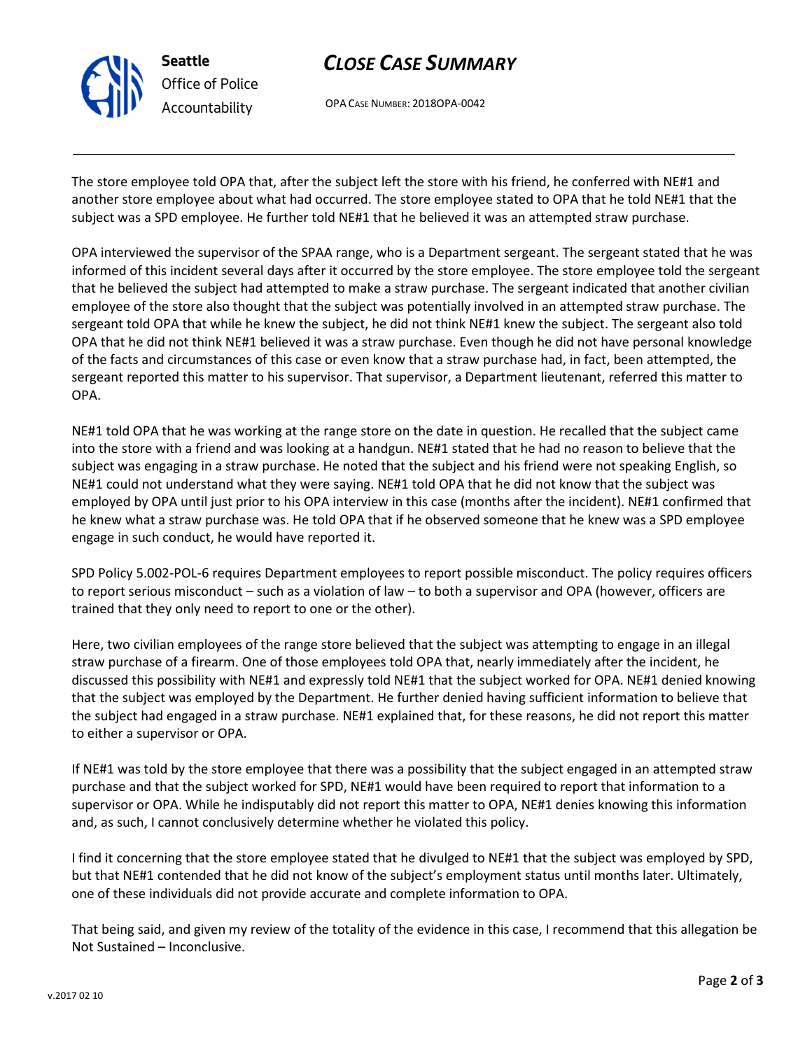The store employee told OPA that, after the subject left the store with his friend, he conferred with NE#1 and another store employee about what had occurred. The store employee stated to OPA that he told NE#1 that the subject was a SPD employee. He further told NE#1 that he believed it was an attempted straw purchase.

OPA interviewed the supervisor of the SPAA range, who is a Department sergeant. The sergeant stated that he was informed of this incident several days after it occurred by the store employee. The store employee told the sergeant that he believed the subject had attempted to make a straw purchase. The sergeant indicated that another civilian employee of the store also thought that the subject was potentially involved in an attempted straw purchase. The sergeant told OPA that while he knew the subject, he did not think NE#1 knew the subject. The sergeant also told OPA that he did not think NE#1 believed it was a straw purchase. Even though he did not have personal knowledge of the facts and circumstances of this case or even know that a straw purchase had, in fact, been attempted, the sergeant reported this matter to his supervisor. That supervisor, a Department lieutenant, referred this matter to OPA.

NE#1 told OPA that he was working at the range store on the date in question. He recalled that the subject came into the store with a friend and was looking at a handgun. NE#1 stated that he had no reason to believe that the subject was engaging in a straw purchase. He noted that the subject and his friend were not speaking English, so NE#1 could not understand what they were saying. NE#1 told OPA that he did not know that the subject was employed by OPA until just prior to his OPA interview in this case (months after the incident). NE#1 confirmed that he knew what a straw purchase was. He told OPA that if he observed someone that he knew was a SPD employee engage in such conduct, he would have reported it.

SPD Policy 5.002-POL-6 requires Department employees to report possible misconduct. The policy requires officers to report serious misconduct – such as a violation of law – to both a supervisor and OPA (however, officers are trained that they only need to report to one or the other).

Here, two civilian employees of the range store believed that the subject was attempting to engage in an illegal straw purchase of a firearm. One of those employees told OPA that, nearly immediately after the incident, he discussed this possibility with NE#1 and expressly told NE#1 that the subject worked for OPA. NE#1 denied knowing that the subject was employed by the Department. He further denied having sufficient information to believe that the subject had engaged in a straw purchase. NE#1 explained that, for these reasons, he did not report this matter to either a supervisor or OPA.

If NE#1 was told by the store employee that there was a possibility that the subject engaged in an attempted straw purchase and that the subject worked for SPD, NE#1 would have been required to report that information to a supervisor or OPA. While he indisputably did not report this matter to OPA, NE#1 denies knowing this information and, as such, I cannot conclusively determine whether he violated this policy.

I find it concerning that the store employee stated that he divulged to NE#1 that the subject was employed by SPD, but that NE#1 contended that he did not know of the subject's employment status until months later. Ultimately, one of these individuals did not provide accurate and complete information to OPA.

That being said, and given my review of the totality of the evidence in this case, I recommend that this allegation be Not Sustained – Inconclusive.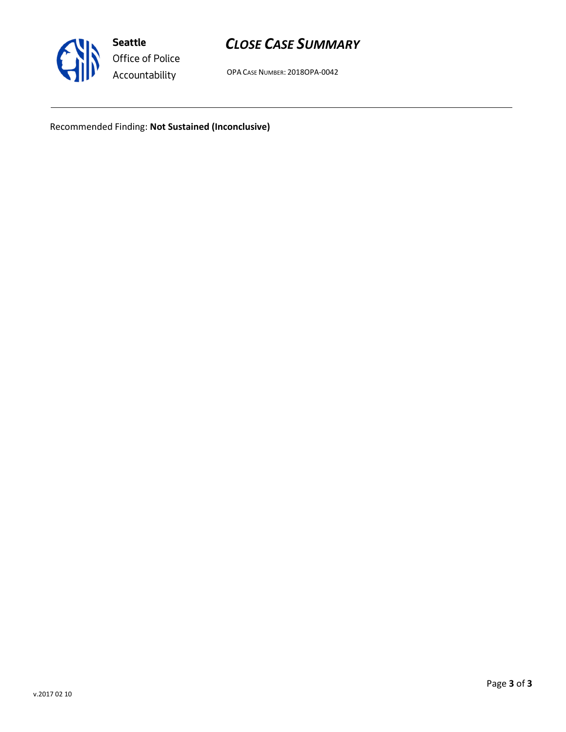Recommended Finding: **Not Sustained (Inconclusive)**